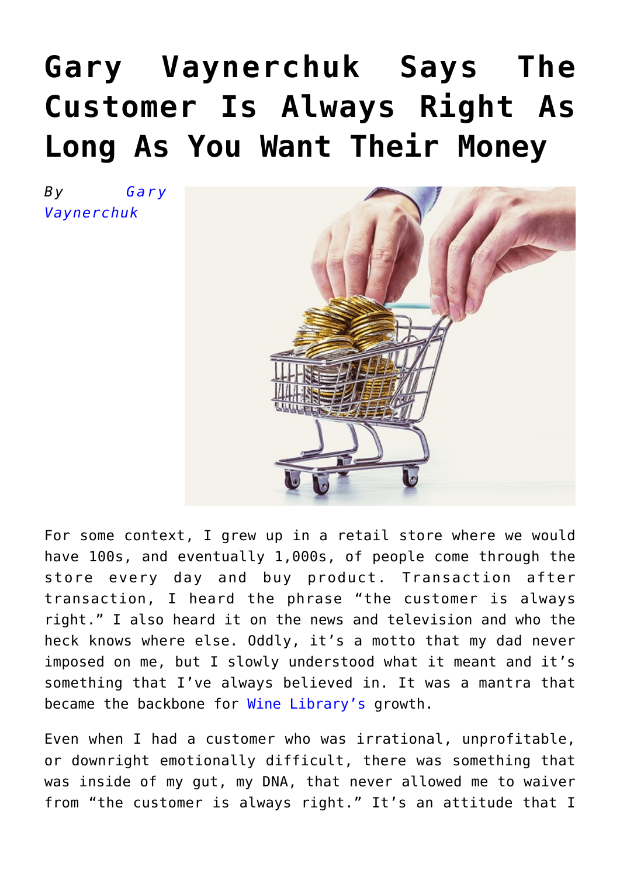# Gary Vaynerchuk Says The Customer Is Always Right As Long As You Want Their Money

*By Gary Vaynerchuk*

For some context, I grew up in a retail store where we would have 100s, and eventually 1,000s, of people come through the store every day and buy product. Transaction after transaction, I heard the phrase "the customer is always right." I also heard it on the news and television and who the heck knows where else. Oddly, it's a motto that my dad never imposed on me, but I slowly understood what it meant and it's something that I've always believed in. It was a mantra that became the backbone for Wine Library's growth.

Even when I had a customer who was irrational, unprofitable, or downright emotionally difficult, there was something that was inside of my gut, my DNA, that never allowed me to waiver from "the customer is always right." It's an attitude that I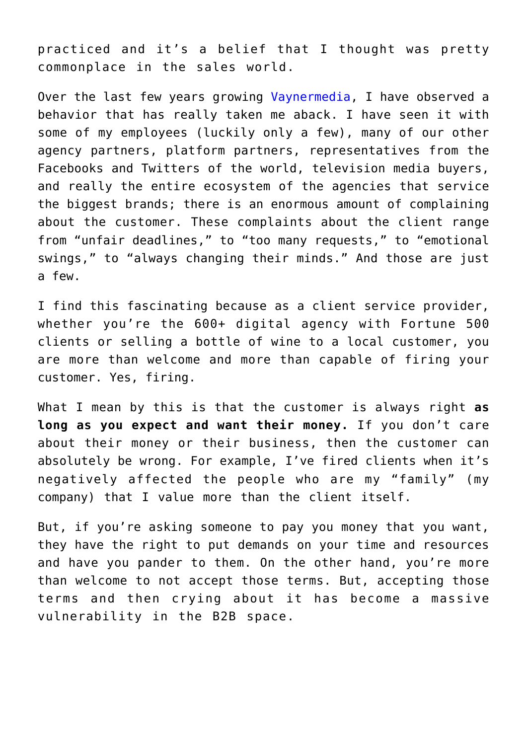practiced and it’s a belief that I thought was pretty commonplace in the sales world.

Over the last few years growing Vaynermedia, I have observed a behavior that has really taken me aback. I have seen it with some of my employees (luckily only a few), many of our other agency partners, platform partners, representatives from the Facebooks and Twitters of the world, television media buyers, and really the entire ecosystem of the agencies that service the biggest brands; there is an enormous amount of complaining about the customer. These complaints about the client range from “unfair deadlines,” to “too many requests,” to “emotional swings,” to “always changing their minds.” And those are just a few.

I find this fascinating because as a client service provider, whether you’re the 600+ digital agency with Fortune 500 clients or selling a bottle of wine to a local customer, you are more than welcome and more than capable of firing your customer. Yes, firing.

What I mean by this is that the customer is always right **as long as you expect and want their money.** If you don’t care about their money or their business, then the customer can absolutely be wrong. For example, I’ve fired clients when it’s negatively affected the people who are my “family” (my company) that I value more than the client itself.

But, if you’re asking someone to pay you money that you want, they have the right to put demands on your time and resources and have you pander to them. On the other hand, you’re more than welcome to not accept those terms. But, accepting those terms and then crying about it has become a massive vulnerability in the B2B space.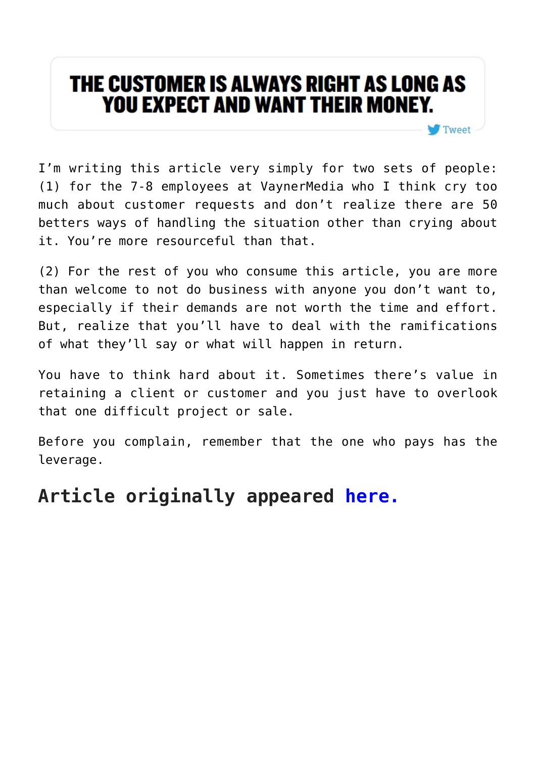**THE CUSTOMER IS ALWAYS RIGHT AS LONG AS YOU EXPECT AND WANT THEIR MONEY.**

Tweet

I'm writing this article very simply for two sets of people: (1) for the 7-8 employees at VaynerMedia who I think cry too much about customer requests and don't realize there are 50 betters ways of handling the situation other than crying about it. You're more resourceful than that.

(2) For the rest of you who consume this article, you are more than welcome to not do business with anyone you don't want to, especially if their demands are not worth the time and effort. But, realize that you'll have to deal with the ramifications of what they'll say or what will happen in return.

You have to think hard about it. Sometimes there's value in retaining a client or customer and you just have to overlook that one difficult project or sale.

Before you complain, remember that the one who pays has the leverage.

## Article originally appeared here.